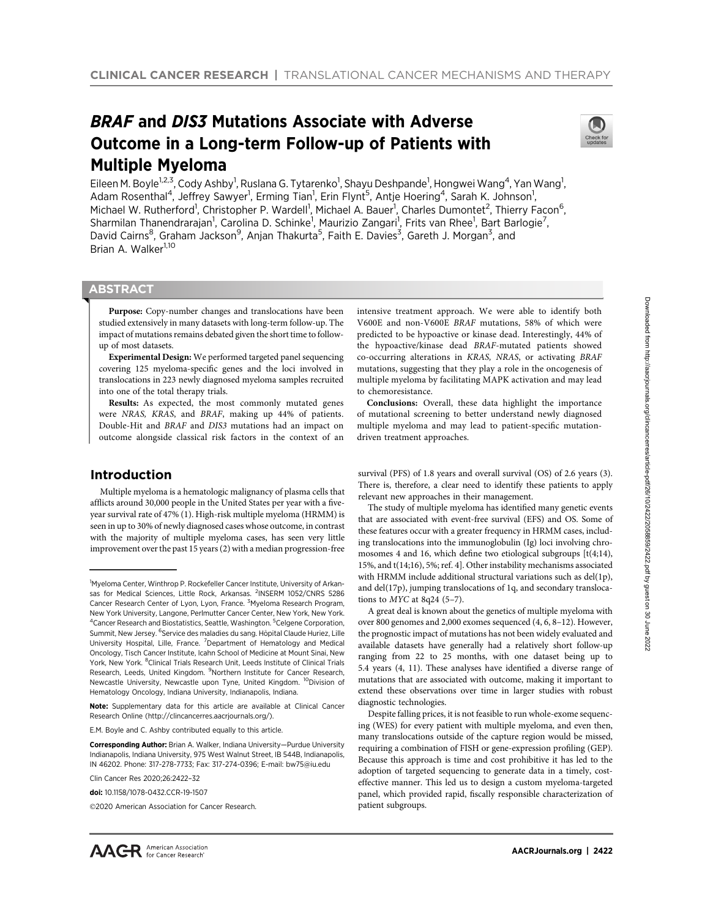# *BRAF* and *DIS3* Mutations Associate with Adverse Outcome in a Long-term Follow-up of Patients with Multiple Myeloma

Eileen M. Boyle[1,2,3], Cody Ashby[1], Ruslana G. Tytarenko[1], Shayu Deshpande[1], Hongwei Wang[4], Yan Wang[1], Adam Rosenthal[4], Jeffrey Sawyer[1], Erming Tian[1], Erin Flynt[5], Antje Hoering[4], Sarah K. Johnson[1], Michael W. Rutherford[1], Christopher P. Wardell[1], Michael A. Bauer[1], Charles Dumontet[2], Thierry Facon[6], Sharmilan Thanendrarajan[1], Carolina D. Schinke[1], Maurizio Zangari[1], Frits van Rhee[1], Bart Barlogie[7], David Cairns[8], Graham Jackson[9], Anjan Thakurta[5], Faith E. Davies[3], Gareth J. Morgan[3], and Brian A. Walker[1,10]

## ABSTRACT

**Purpose:** Copy-number changes and translocations have been studied extensively in many datasets with long-term follow-up. The impact of mutations remains debated given the short time to follow-up of most datasets.

**Experimental Design:** We performed targeted panel sequencing covering 125 myeloma-specific genes and the loci involved in translocations in 223 newly diagnosed myeloma samples recruited into one of the total therapy trials.

**Results:** As expected, the most commonly mutated genes were *NRAS*, *KRAS*, and *BRAF*, making up 44% of patients. Double-Hit and *BRAF* and *DIS3* mutations had an impact on outcome alongside classical risk factors in the context of an intensive treatment approach. We were able to identify both V600E and non-V600E *BRAF* mutations, 58% of which were predicted to be hypoactive or kinase dead. Interestingly, 44% of the hypoactive/kinase dead *BRAF*-mutated patients showed co-occurring alterations in *KRAS*, *NRAS*, or activating *BRAF* mutations, suggesting that they play a role in the oncogenesis of multiple myeloma by facilitating MAPK activation and may lead to chemoresistance.

**Conclusions:** Overall, these data highlight the importance of mutational screening to better understand newly diagnosed multiple myeloma and may lead to patient-specific mutation-driven treatment approaches.

## Introduction

Multiple myeloma is a hematologic malignancy of plasma cells that afflicts around 30,000 people in the United States per year with a five-year survival rate of 47% (1). High-risk multiple myeloma (HRMM) is seen in up to 30% of newly diagnosed cases whose outcome, in contrast with the majority of multiple myeloma cases, has seen very little improvement over the past 15 years (2) with a median progression-free survival (PFS) of 1.8 years and overall survival (OS) of 2.6 years (3). There is, therefore, a clear need to identify these patients to apply relevant new approaches in their management.

The study of multiple myeloma has identified many genetic events that are associated with event-free survival (EFS) and OS. Some of these features occur with a greater frequency in HRMM cases, including translocations into the immunoglobulin (Ig) loci involving chromosomes 4 and 16, which define two etiological subgroups [t(4;14), 15%, and t(14;16), 5%; ref. 4]. Other instability mechanisms associated with HRMM include additional structural variations such as del(1p), and del(17p), jumping translocations of 1q, and secondary translocations to *MYC* at 8q24 (5–7).

A great deal is known about the genetics of multiple myeloma with over 800 genomes and 2,000 exomes sequenced (4, 6, 8–12). However, the prognostic impact of mutations has not been widely evaluated and available datasets have generally had a relatively short follow-up ranging from 22 to 25 months, with one dataset being up to 5.4 years (4, 11). These analyses have identified a diverse range of mutations that are associated with outcome, making it important to extend these observations over time in larger studies with robust diagnostic technologies.

Despite falling prices, it is not feasible to run whole-exome sequencing (WES) for every patient with multiple myeloma, and even then, many translocations outside of the capture region would be missed, requiring a combination of FISH or gene-expression profiling (GEP). Because this approach is time and cost prohibitive it has led to the adoption of targeted sequencing to generate data in a timely, cost-effective manner. This led us to design a custom myeloma-targeted panel, which provided rapid, fiscally responsible characterization of patient subgroups.

---

[1]Myeloma Center, Winthrop P. Rockefeller Cancer Institute, University of Arkansas for Medical Sciences, Little Rock, Arkansas. [2]INSERM 1052/CNRS 5286 Cancer Research Center of Lyon, Lyon, France. [3]Myeloma Research Program, New York University, Langone, Perlmutter Cancer Center, New York, New York. [4]Cancer Research and Biostatistics, Seattle, Washington. [5]Celgene Corporation, Summit, New Jersey. [6]Service des maladies du sang. Hôpital Claude Huriez, Lille University Hospital, Lille, France. [7]Department of Hematology and Medical Oncology, Tisch Cancer Institute, Icahn School of Medicine at Mount Sinai, New York, New York. [8]Clinical Trials Research Unit, Leeds Institute of Clinical Trials Research, Leeds, United Kingdom. [9]Northern Institute for Cancer Research, Newcastle University, Newcastle upon Tyne, United Kingdom. [10]Division of Hematology Oncology, Indiana University, Indianapolis, Indiana.

**Note:** Supplementary data for this article are available at Clinical Cancer Research Online (http://clincancerres.aacrjournals.org/).

E.M. Boyle and C. Ashby contributed equally to this article.

**Corresponding Author:** Brian A. Walker, Indiana University—Purdue University Indianapolis, Indiana University, 975 West Walnut Street, IB 544B, Indianapolis, IN 46202. Phone: 317-278-7733; Fax: 317-274-0396; E-mail: bw75@iu.edu

Clin Cancer Res 2020;26:2422–32

**doi:** 10.1158/1078-0432.CCR-19-1507

©2020 American Association for Cancer Research.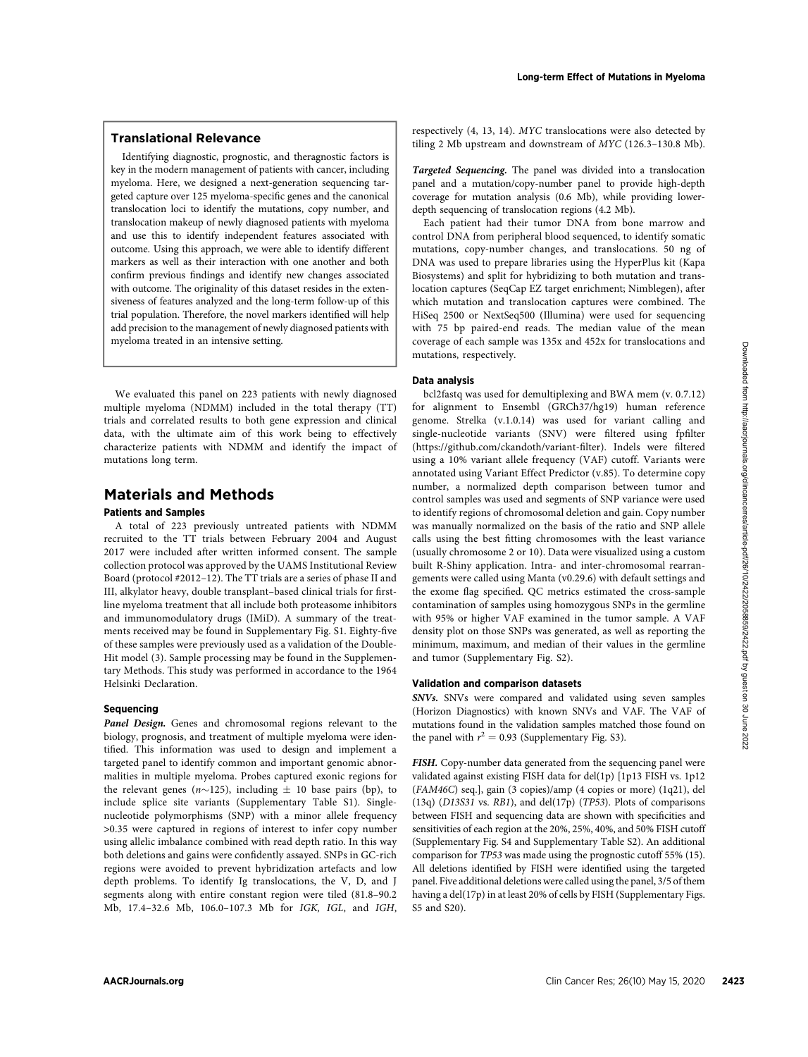## Translational Relevance

Identifying diagnostic, prognostic, and theragnostic factors is key in the modern management of patients with cancer, including myeloma. Here, we designed a next-generation sequencing targeted capture over 125 myeloma-specific genes and the canonical translocation loci to identify the mutations, copy number, and translocation makeup of newly diagnosed patients with myeloma and use this to identify independent features associated with outcome. Using this approach, we were able to identify different markers as well as their interaction with one another and both confirm previous findings and identify new changes associated with outcome. The originality of this dataset resides in the extensiveness of features analyzed and the long-term follow-up of this trial population. Therefore, the novel markers identified will help add precision to the management of newly diagnosed patients with myeloma treated in an intensive setting.

We evaluated this panel on 223 patients with newly diagnosed multiple myeloma (NDMM) included in the total therapy (TT) trials and correlated results to both gene expression and clinical data, with the ultimate aim of this work being to effectively characterize patients with NDMM and identify the impact of mutations long term.

# Materials and Methods

## Patients and Samples

A total of 223 previously untreated patients with NDMM recruited to the TT trials between February 2004 and August 2017 were included after written informed consent. The sample collection protocol was approved by the UAMS Institutional Review Board (protocol #2012–12). The TT trials are a series of phase II and III, alkylator heavy, double transplant–based clinical trials for first-line myeloma treatment that all include both proteasome inhibitors and immunomodulatory drugs (IMiD). A summary of the treatments received may be found in Supplementary Fig. S1. Eighty-five of these samples were previously used as a validation of the Double-Hit model (3). Sample processing may be found in the Supplementary Methods. This study was performed in accordance to the 1964 Helsinki Declaration.

## Sequencing

***Panel Design.*** Genes and chromosomal regions relevant to the biology, prognosis, and treatment of multiple myeloma were identified. This information was used to design and implement a targeted panel to identify common and important genomic abnormalities in multiple myeloma. Probes captured exonic regions for the relevant genes ($n{\sim}125$), including $\pm$ 10 base pairs (bp), to include splice site variants (Supplementary Table S1). Single-nucleotide polymorphisms (SNP) with a minor allele frequency >0.35 were captured in regions of interest to infer copy number using allelic imbalance combined with read depth ratio. In this way both deletions and gains were confidently assayed. SNPs in GC-rich regions were avoided to prevent hybridization artefacts and low depth problems. To identify Ig translocations, the V, D, and J segments along with entire constant region were tiled (81.8–90.2 Mb, 17.4–32.6 Mb, 106.0–107.3 Mb for *IGK*, *IGL*, and *IGH*, respectively (4, 13, 14). *MYC* translocations were also detected by tiling 2 Mb upstream and downstream of *MYC* (126.3–130.8 Mb).

***Targeted Sequencing.*** The panel was divided into a translocation panel and a mutation/copy-number panel to provide high-depth coverage for mutation analysis (0.6 Mb), while providing lower-depth sequencing of translocation regions (4.2 Mb).

Each patient had their tumor DNA from bone marrow and control DNA from peripheral blood sequenced, to identify somatic mutations, copy-number changes, and translocations. 50 ng of DNA was used to prepare libraries using the HyperPlus kit (Kapa Biosystems) and split for hybridizing to both mutation and translocation captures (SeqCap EZ target enrichment; Nimblegen), after which mutation and translocation captures were combined. The HiSeq 2500 or NextSeq500 (Illumina) were used for sequencing with 75 bp paired-end reads. The median value of the mean coverage of each sample was 135x and 452x for translocations and mutations, respectively.

## Data analysis

bcl2fastq was used for demultiplexing and BWA mem (v. 0.7.12) for alignment to Ensembl (GRCh37/hg19) human reference genome. Strelka (v.1.0.14) was used for variant calling and single-nucleotide variants (SNV) were filtered using fpfilter (https://github.com/ckandoth/variant-filter). Indels were filtered using a 10% variant allele frequency (VAF) cutoff. Variants were annotated using Variant Effect Predictor (v.85). To determine copy number, a normalized depth comparison between tumor and control samples was used and segments of SNP variance were used to identify regions of chromosomal deletion and gain. Copy number was manually normalized on the basis of the ratio and SNP allele calls using the best fitting chromosomes with the least variance (usually chromosome 2 or 10). Data were visualized using a custom built R-Shiny application. Intra- and inter-chromosomal rearrangements were called using Manta (v0.29.6) with default settings and the exome flag specified. QC metrics estimated the cross-sample contamination of samples using homozygous SNPs in the germline with 95% or higher VAF examined in the tumor sample. A VAF density plot on those SNPs was generated, as well as reporting the minimum, maximum, and median of their values in the germline and tumor (Supplementary Fig. S2).

## Validation and comparison datasets

***SNVs.*** SNVs were compared and validated using seven samples (Horizon Diagnostics) with known SNVs and VAF. The VAF of mutations found in the validation samples matched those found on the panel with $r^2 = 0.93$ (Supplementary Fig. S3).

***FISH.*** Copy-number data generated from the sequencing panel were validated against existing FISH data for del(1p) [1p13 FISH vs. 1p12 (*FAM46C*) seq.], gain (3 copies)/amp (4 copies or more) (1q21), del (13q) (*D13S31* vs. *RB1*), and del(17p) (*TP53*). Plots of comparisons between FISH and sequencing data are shown with specificities and sensitivities of each region at the 20%, 25%, 40%, and 50% FISH cutoff (Supplementary Fig. S4 and Supplementary Table S2). An additional comparison for *TP53* was made using the prognostic cutoff 55% (15). All deletions identified by FISH were identified using the targeted panel. Five additional deletions were called using the panel, 3/5 of them having a del(17p) in at least 20% of cells by FISH (Supplementary Figs. S5 and S20).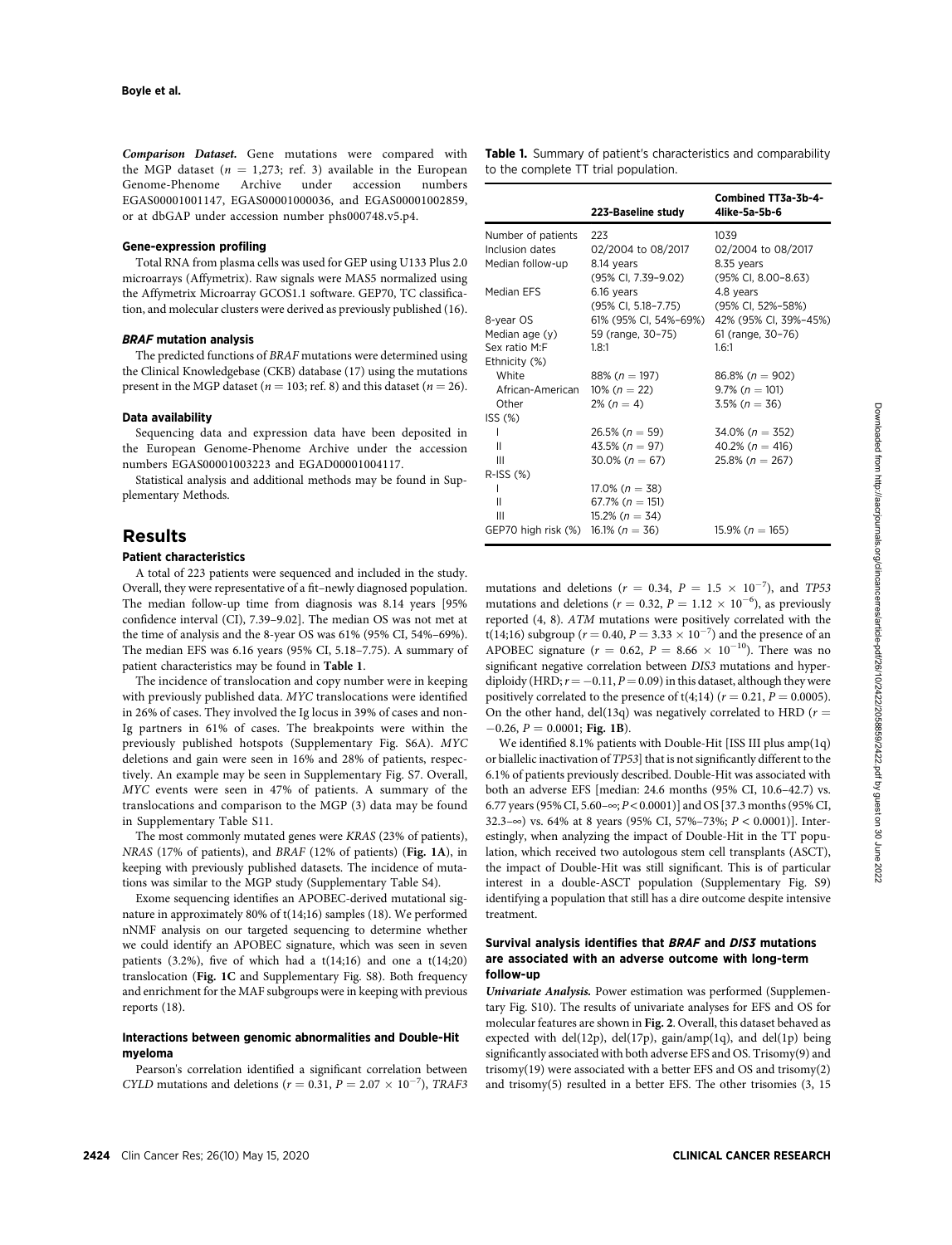***Comparison Dataset.*** Gene mutations were compared with the MGP dataset ($n = 1,273$; ref. 3) available in the European Genome-Phenome Archive under accession numbers EGAS00001001147, EGAS00001000036, and EGAS00001002859, or at dbGAP under accession number phs000748.v5.p4.

#### Gene-expression profiling

Total RNA from plasma cells was used for GEP using U133 Plus 2.0 microarrays (Affymetrix). Raw signals were MAS5 normalized using the Affymetrix Microarray GCOS1.1 software. GEP70, TC classification, and molecular clusters were derived as previously published (16).

#### *BRAF* mutation analysis

The predicted functions of *BRAF* mutations were determined using the Clinical Knowledgebase (CKB) database (17) using the mutations present in the MGP dataset ($n = 103$; ref. 8) and this dataset ($n = 26$).

#### Data availability

Sequencing data and expression data have been deposited in the European Genome-Phenome Archive under the accession numbers EGAS00001003223 and EGAD00001004117.

Statistical analysis and additional methods may be found in Supplementary Methods.

**Table 1.** Summary of patient's characteristics and comparability to the complete TT trial population.

| | 223-Baseline study | Combined TT3a-3b-4-4like-5a-5b-6 |
|---|---|---|
| Number of patients | 223 | 1039 |
| Inclusion dates | 02/2004 to 08/2017 | 02/2004 to 08/2017 |
| Median follow-up | 8.14 years (95% CI, 7.39–9.02) | 8.35 years (95% CI, 8.00–8.63) |
| Median EFS | 6.16 years (95% CI, 5.18–7.75) | 4.8 years (95% CI, 52%–58%) |
| 8-year OS | 61% (95% CI, 54%–69%) | 42% (95% CI, 39%–45%) |
| Median age (y) | 59 (range, 30–75) | 61 (range, 30–76) |
| Sex ratio M:F | 1.8:1 | 1.6:1 |
| Ethnicity (%) | | |
| White | 88% ($n = 197$) | 86.8% ($n = 902$) |
| African-American | 10% ($n = 22$) | 9.7% ($n = 101$) |
| Other | 2% ($n = 4$) | 3.5% ($n = 36$) |
| ISS (%) | | |
| I | 26.5% ($n = 59$) | 34.0% ($n = 352$) |
| II | 43.5% ($n = 97$) | 40.2% ($n = 416$) |
| III | 30.0% ($n = 67$) | 25.8% ($n = 267$) |
| R-ISS (%) | | |
| I | 17.0% ($n = 38$) | |
| II | 67.7% ($n = 151$) | |
| III | 15.2% ($n = 34$) | |
| GEP70 high risk (%) | 16.1% ($n = 36$) | 15.9% ($n = 165$) |

## Results

#### Patient characteristics

A total of 223 patients were sequenced and included in the study. Overall, they were representative of a fit–newly diagnosed population. The median follow-up time from diagnosis was 8.14 years [95% confidence interval (CI), 7.39–9.02]. The median OS was not met at the time of analysis and the 8-year OS was 61% (95% CI, 54%–69%). The median EFS was 6.16 years (95% CI, 5.18–7.75). A summary of patient characteristics may be found in **Table 1**.

The incidence of translocation and copy number were in keeping with previously published data. *MYC* translocations were identified in 26% of cases. They involved the Ig locus in 39% of cases and non-Ig partners in 61% of cases. The breakpoints were within the previously published hotspots (Supplementary Fig. S6A). *MYC* deletions and gain were seen in 16% and 28% of patients, respectively. An example may be seen in Supplementary Fig. S7. Overall, *MYC* events were seen in 47% of patients. A summary of the translocations and comparison to the MGP (3) data may be found in Supplementary Table S11.

The most commonly mutated genes were *KRAS* (23% of patients), *NRAS* (17% of patients), and *BRAF* (12% of patients) (**Fig. 1A**), in keeping with previously published datasets. The incidence of mutations was similar to the MGP study (Supplementary Table S4).

Exome sequencing identifies an APOBEC-derived mutational signature in approximately 80% of t(14;16) samples (18). We performed nNMF analysis on our targeted sequencing to determine whether we could identify an APOBEC signature, which was seen in seven patients (3.2%), five of which had a t(14;16) and one a t(14;20) translocation (**Fig. 1C** and Supplementary Fig. S8). Both frequency and enrichment for the MAF subgroups were in keeping with previous reports (18).

#### Interactions between genomic abnormalities and Double-Hit myeloma

Pearson's correlation identified a significant correlation between *CYLD* mutations and deletions ($r = 0.31$, $P = 2.07 \times 10^{-7}$), *TRAF3* mutations and deletions ($r = 0.34$, $P = 1.5 \times 10^{-7}$), and *TP53* mutations and deletions ($r = 0.32$, $P = 1.12 \times 10^{-6}$), as previously reported (4, 8). *ATM* mutations were positively correlated with the t(14;16) subgroup ($r = 0.40$, $P = 3.33 \times 10^{-7}$) and the presence of an APOBEC signature ($r = 0.62$, $P = 8.66 \times 10^{-10}$). There was no significant negative correlation between *DIS3* mutations and hyperdiploidy (HRD; $r = -0.11$, $P = 0.09$) in this dataset, although they were positively correlated to the presence of t(4;14) ($r = 0.21$, $P = 0.0005$). On the other hand, del(13q) was negatively correlated to HRD ($r = -0.26$, $P = 0.0001$; **Fig. 1B**).

We identified 8.1% patients with Double-Hit [ISS III plus amp(1q) or biallelic inactivation of *TP53*] that is not significantly different to the 6.1% of patients previously described. Double-Hit was associated with both an adverse EFS [median: 24.6 months (95% CI, 10.6–42.7) vs. 6.77 years (95% CI, 5.60–∞; $P < 0.0001$)] and OS [37.3 months (95% CI, 32.3–∞) vs. 64% at 8 years (95% CI, 57%–73%; $P < 0.0001$)]. Interestingly, when analyzing the impact of Double-Hit in the TT population, which received two autologous stem cell transplants (ASCT), the impact of Double-Hit was still significant. This is of particular interest in a double-ASCT population (Supplementary Fig. S9) identifying a population that still has a dire outcome despite intensive treatment.

#### Survival analysis identifies that *BRAF* and *DIS3* mutations are associated with an adverse outcome with long-term follow-up

***Univariate Analysis.*** Power estimation was performed (Supplementary Fig. S10). The results of univariate analyses for EFS and OS for molecular features are shown in **Fig. 2**. Overall, this dataset behaved as expected with del(12p), del(17p), gain/amp(1q), and del(1p) being significantly associated with both adverse EFS and OS. Trisomy(9) and trisomy(19) were associated with a better EFS and OS and trisomy(2) and trisomy(5) resulted in a better EFS. The other trisomies (3, 15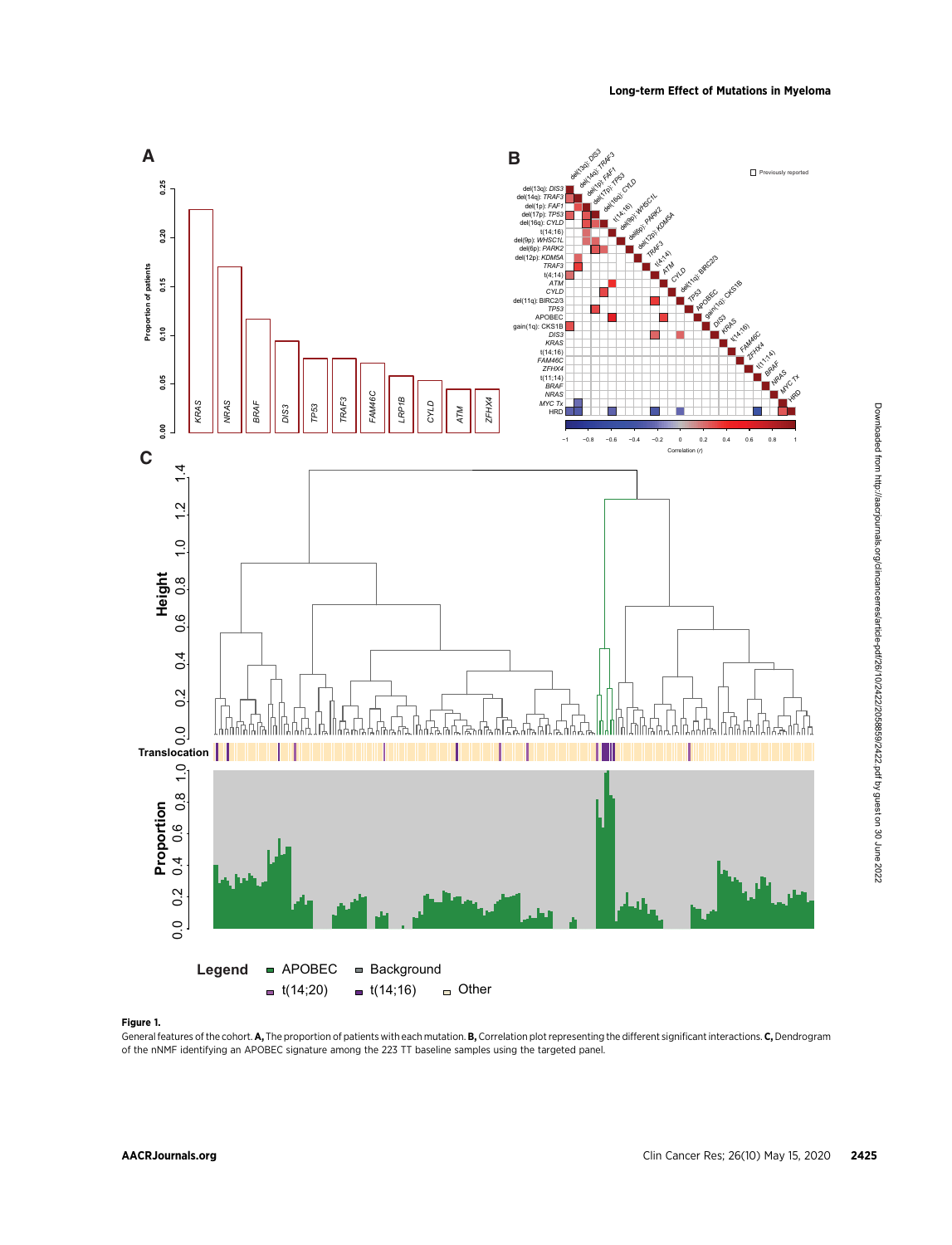**Figure 1.**

General features of the cohort. **A,** The proportion of patients with each mutation. **B,** Correlation plot representing the different significant interactions. **C,** Dendrogram of the nNMF identifying an APOBEC signature among the 223 TT baseline samples using the targeted panel.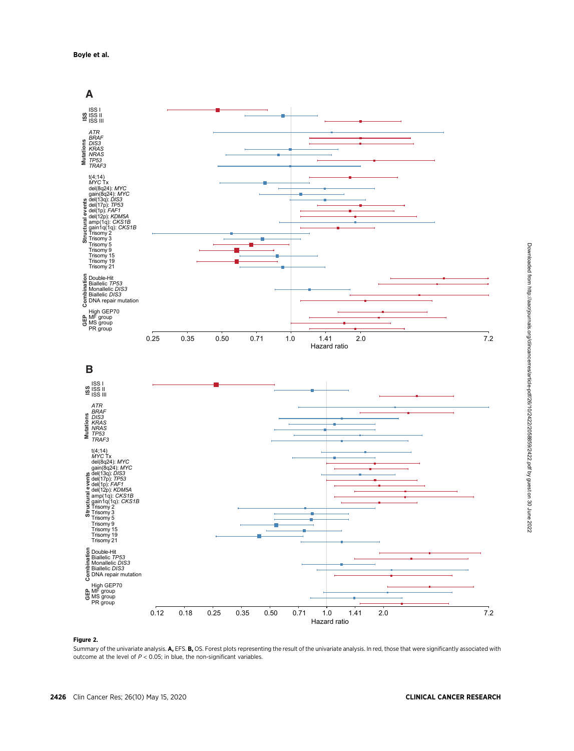**Figure 2.**

Summary of the univariate analysis. **A,** EFS. **B,** OS. Forest plots representing the result of the univariate analysis. In red, those that were significantly associated with outcome at the level of $P < 0.05$; in blue, the non-significant variables.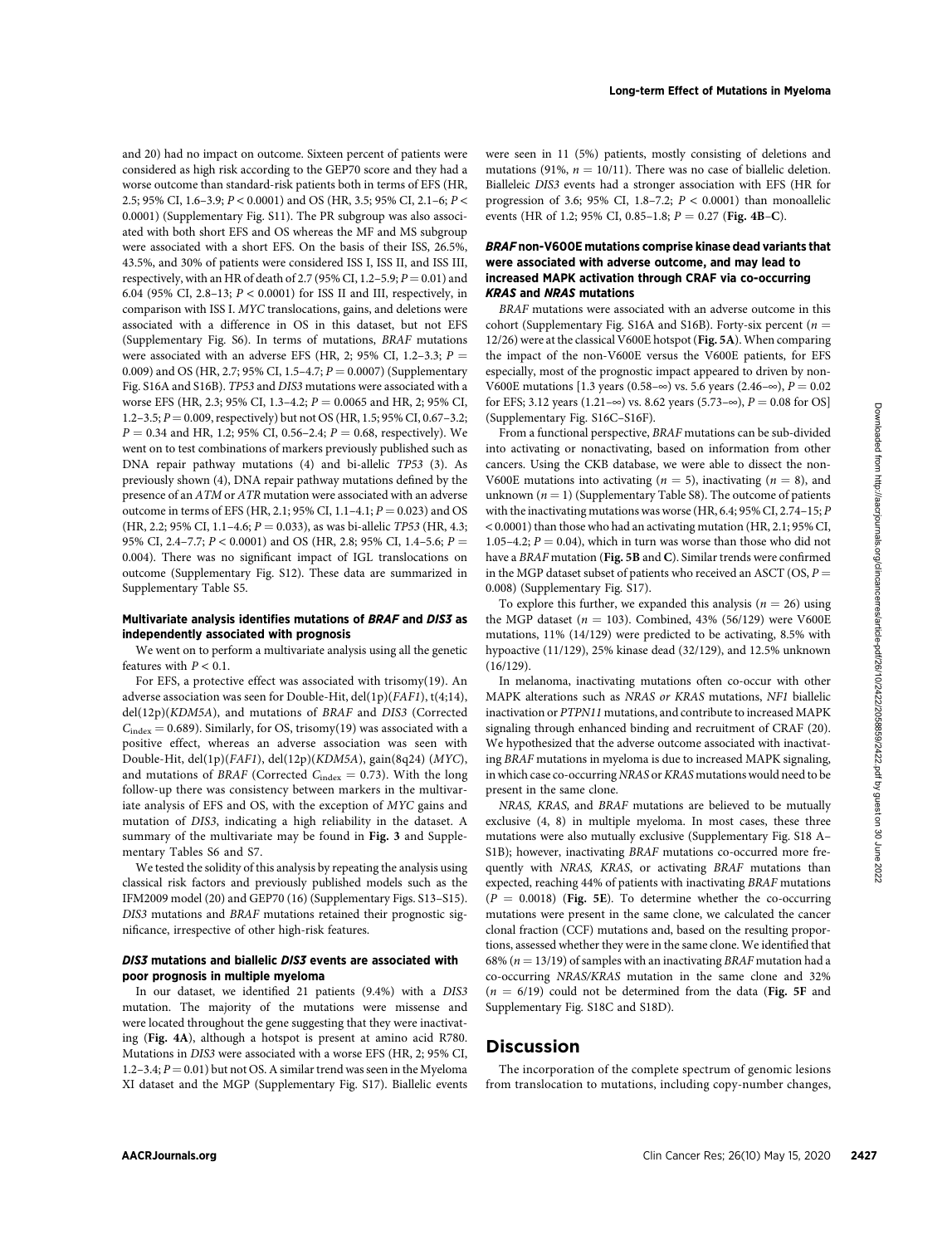and 20) had no impact on outcome. Sixteen percent of patients were considered as high risk according to the GEP70 score and they had a worse outcome than standard-risk patients both in terms of EFS (HR, 2.5; 95% CI, 1.6–3.9; $P < 0.0001$) and OS (HR, 3.5; 95% CI, 2.1–6; $P < 0.0001$) (Supplementary Fig. S11). The PR subgroup was also associated with both short EFS and OS whereas the MF and MS subgroup were associated with a short EFS. On the basis of their ISS, 26.5%, 43.5%, and 30% of patients were considered ISS I, ISS II, and ISS III, respectively, with an HR of death of 2.7 (95% CI, 1.2–5.9; $P = 0.01$) and 6.04 (95% CI, 2.8–13; $P < 0.0001$) for ISS II and III, respectively, in comparison with ISS I. *MYC* translocations, gains, and deletions were associated with a difference in OS in this dataset, but not EFS (Supplementary Fig. S6). In terms of mutations, *BRAF* mutations were associated with an adverse EFS (HR, 2; 95% CI, 1.2–3.3; $P = 0.009$) and OS (HR, 2.7; 95% CI, 1.5–4.7; $P = 0.0007$) (Supplementary Fig. S16A and S16B). *TP53* and *DIS3* mutations were associated with a worse EFS (HR, 2.3; 95% CI, 1.3–4.2; $P = 0.0065$ and HR, 2; 95% CI, 1.2–3.5; $P = 0.009$, respectively) but not OS (HR, 1.5; 95% CI, 0.67–3.2; $P = 0.34$ and HR, 1.2; 95% CI, 0.56–2.4; $P = 0.68$, respectively). We went on to test combinations of markers previously published such as DNA repair pathway mutations (4) and bi-allelic *TP53* (3). As previously shown (4), DNA repair pathway mutations defined by the presence of an *ATM* or *ATR* mutation were associated with an adverse outcome in terms of EFS (HR, 2.1; 95% CI, 1.1–4.1; $P = 0.023$) and OS (HR, 2.2; 95% CI, 1.1–4.6; $P = 0.033$), as was bi-allelic *TP53* (HR, 4.3; 95% CI, 2.4–7.7; $P < 0.0001$) and OS (HR, 2.8; 95% CI, 1.4–5.6; $P = 0.004$). There was no significant impact of IGL translocations on outcome (Supplementary Fig. S12). These data are summarized in Supplementary Table S5.

#### Multivariate analysis identifies mutations of *BRAF* and *DIS3* as independently associated with prognosis

We went on to perform a multivariate analysis using all the genetic features with $P < 0.1$.

For EFS, a protective effect was associated with trisomy(19). An adverse association was seen for Double-Hit, del(1p)(*FAF1*), t(4;14), del(12p)(*KDM5A*), and mutations of *BRAF* and *DIS3* (Corrected $C_{\text{index}} = 0.689$). Similarly, for OS, trisomy(19) was associated with a positive effect, whereas an adverse association was seen with Double-Hit, del(1p)(*FAF1*), del(12p)(*KDM5A*), gain(8q24) (*MYC*), and mutations of *BRAF* (Corrected $C_{\text{index}} = 0.73$). With the long follow-up there was consistency between markers in the multivariate analysis of EFS and OS, with the exception of *MYC* gains and mutation of *DIS3*, indicating a high reliability in the dataset. A summary of the multivariate may be found in **Fig. 3** and Supplementary Tables S6 and S7.

We tested the solidity of this analysis by repeating the analysis using classical risk factors and previously published models such as the IFM2009 model (20) and GEP70 (16) (Supplementary Figs. S13–S15). *DIS3* mutations and *BRAF* mutations retained their prognostic significance, irrespective of other high-risk features.

#### *DIS3* mutations and biallelic *DIS3* events are associated with poor prognosis in multiple myeloma

In our dataset, we identified 21 patients (9.4%) with a *DIS3* mutation. The majority of the mutations were missense and were located throughout the gene suggesting that they were inactivating (**Fig. 4A**), although a hotspot is present at amino acid R780. Mutations in *DIS3* were associated with a worse EFS (HR, 2; 95% CI, 1.2–3.4; $P = 0.01$) but not OS. A similar trend was seen in the Myeloma XI dataset and the MGP (Supplementary Fig. S17). Biallelic events were seen in 11 (5%) patients, mostly consisting of deletions and mutations (91%, $n = 10/11$). There was no case of biallelic deletion. Bialleleic *DIS3* events had a stronger association with EFS (HR for progression of 3.6; 95% CI, 1.8–7.2; $P < 0.0001$) than monoallelic events (HR of 1.2; 95% CI, 0.85–1.8; $P = 0.27$ (**Fig. 4B–C**).

#### *BRAF* non-V600E mutations comprise kinase dead variants that were associated with adverse outcome, and may lead to increased MAPK activation through CRAF via co-occurring *KRAS* and *NRAS* mutations

*BRAF* mutations were associated with an adverse outcome in this cohort (Supplementary Fig. S16A and S16B). Forty-six percent ($n = 12/26$) were at the classical V600E hotspot (**Fig. 5A**). When comparing the impact of the non-V600E versus the V600E patients, for EFS especially, most of the prognostic impact appeared to driven by non-V600E mutations [1.3 years (0.58–∞) vs. 5.6 years (2.46–∞), $P = 0.02$ for EFS; 3.12 years (1.21–∞) vs. 8.62 years (5.73–∞), $P = 0.08$ for OS] (Supplementary Fig. S16C–S16F).

From a functional perspective, *BRAF* mutations can be sub-divided into activating or nonactivating, based on information from other cancers. Using the CKB database, we were able to dissect the non-V600E mutations into activating ($n = 5$), inactivating ($n = 8$), and unknown ($n = 1$) (Supplementary Table S8). The outcome of patients with the inactivating mutations was worse (HR, 6.4; 95% CI, 2.74–15; $P < 0.0001$) than those who had an activating mutation (HR, 2.1; 95% CI, 1.05–4.2; $P = 0.04$), which in turn was worse than those who did not have a *BRAF* mutation (**Fig. 5B** and **C**). Similar trends were confirmed in the MGP dataset subset of patients who received an ASCT (OS, $P = 0.008$) (Supplementary Fig. S17).

To explore this further, we expanded this analysis ($n = 26$) using the MGP dataset ($n = 103$). Combined, 43% (56/129) were V600E mutations, 11% (14/129) were predicted to be activating, 8.5% with hypoactive (11/129), 25% kinase dead (32/129), and 12.5% unknown (16/129).

In melanoma, inactivating mutations often co-occur with other MAPK alterations such as *NRAS or KRAS* mutations, *NF1* biallelic inactivation or *PTPN11* mutations, and contribute to increased MAPK signaling through enhanced binding and recruitment of CRAF (20). We hypothesized that the adverse outcome associated with inactivating *BRAF* mutations in myeloma is due to increased MAPK signaling, in which case co-occurring *NRAS* or *KRAS* mutations would need to be present in the same clone.

*NRAS, KRAS*, and *BRAF* mutations are believed to be mutually exclusive (4, 8) in multiple myeloma. In most cases, these three mutations were also mutually exclusive (Supplementary Fig. S18 A–S1B); however, inactivating *BRAF* mutations co-occurred more frequently with *NRAS, KRAS*, or activating *BRAF* mutations than expected, reaching 44% of patients with inactivating *BRAF* mutations ($P = 0.0018$) (**Fig. 5E**). To determine whether the co-occurring mutations were present in the same clone, we calculated the cancer clonal fraction (CCF) mutations and, based on the resulting proportions, assessed whether they were in the same clone. We identified that 68% ($n = 13/19$) of samples with an inactivating *BRAF* mutation had a co-occurring *NRAS/KRAS* mutation in the same clone and 32% ($n = 6/19$) could not be determined from the data (**Fig. 5F** and Supplementary Fig. S18C and S18D).

## Discussion

The incorporation of the complete spectrum of genomic lesions from translocation to mutations, including copy-number changes,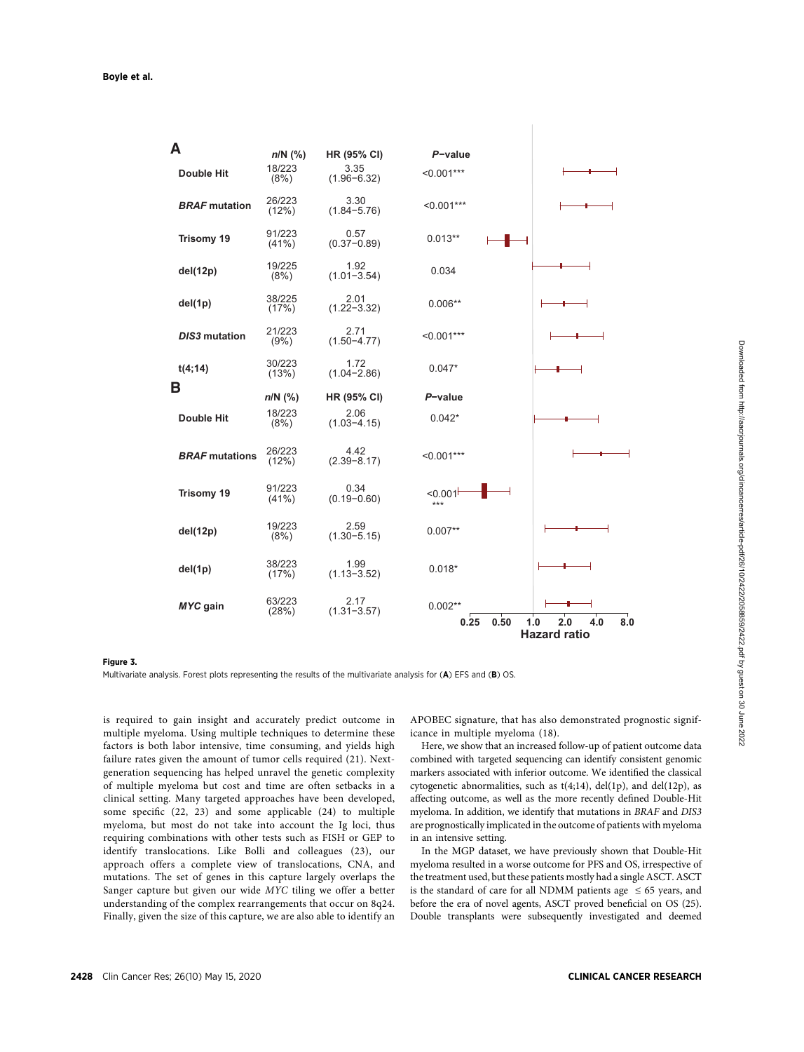**A**

| | n/N (%) | HR (95% CI) | P-value |
|---|---|---|---|
| Double Hit | 18/223 (8%) | 3.35 (1.96–6.32) | <0.001*** |
| *BRAF* mutation | 26/223 (12%) | 3.30 (1.84–5.76) | <0.001*** |
| Trisomy 19 | 91/223 (41%) | 0.57 (0.37–0.89) | 0.013** |
| del(12p) | 19/225 (8%) | 1.92 (1.01–3.54) | 0.034 |
| del(1p) | 38/225 (17%) | 2.01 (1.22–3.32) | 0.006** |
| *DIS3* mutation | 21/223 (9%) | 2.71 (1.50–4.77) | <0.001*** |
| t(4;14) | 30/223 (13%) | 1.72 (1.04–2.86) | 0.047* |

**B**

| | n/N (%) | HR (95% CI) | P-value |
|---|---|---|---|
| Double Hit | 18/223 (8%) | 2.06 (1.03–4.15) | 0.042* |
| *BRAF* mutations | 26/223 (12%) | 4.42 (2.39–8.17) | <0.001*** |
| Trisomy 19 | 91/223 (41%) | 0.34 (0.19–0.60) | <0.001*** |
| del(12p) | 19/223 (8%) | 2.59 (1.30–5.15) | 0.007** |
| del(1p) | 38/223 (17%) | 1.99 (1.13–3.52) | 0.018* |
| *MYC* gain | 63/223 (28%) | 2.17 (1.31–3.57) | 0.002** |

Hazard ratio: 0.25, 0.50, 1.0, 2.0, 4.0, 8.0

**Figure 3.**

Multivariate analysis. Forest plots representing the results of the multivariate analysis for (**A**) EFS and (**B**) OS.

is required to gain insight and accurately predict outcome in multiple myeloma. Using multiple techniques to determine these factors is both labor intensive, time consuming, and yields high failure rates given the amount of tumor cells required (21). Next-generation sequencing has helped unravel the genetic complexity of multiple myeloma but cost and time are often setbacks in a clinical setting. Many targeted approaches have been developed, some specific (22, 23) and some applicable (24) to multiple myeloma, but most do not take into account the Ig loci, thus requiring combinations with other tests such as FISH or GEP to identify translocations. Like Bolli and colleagues (23), our approach offers a complete view of translocations, CNA, and mutations. The set of genes in this capture largely overlaps the Sanger capture but given our wide *MYC* tiling we offer a better understanding of the complex rearrangements that occur on 8q24. Finally, given the size of this capture, we are also able to identify an APOBEC signature, that has also demonstrated prognostic significance in multiple myeloma (18).

Here, we show that an increased follow-up of patient outcome data combined with targeted sequencing can identify consistent genomic markers associated with inferior outcome. We identified the classical cytogenetic abnormalities, such as t(4;14), del(1p), and del(12p), as affecting outcome, as well as the more recently defined Double-Hit myeloma. In addition, we identify that mutations in *BRAF* and *DIS3* are prognostically implicated in the outcome of patients with myeloma in an intensive setting.

In the MGP dataset, we have previously shown that Double-Hit myeloma resulted in a worse outcome for PFS and OS, irrespective of the treatment used, but these patients mostly had a single ASCT. ASCT is the standard of care for all NDMM patients age $\leq$ 65 years, and before the era of novel agents, ASCT proved beneficial on OS (25). Double transplants were subsequently investigated and deemed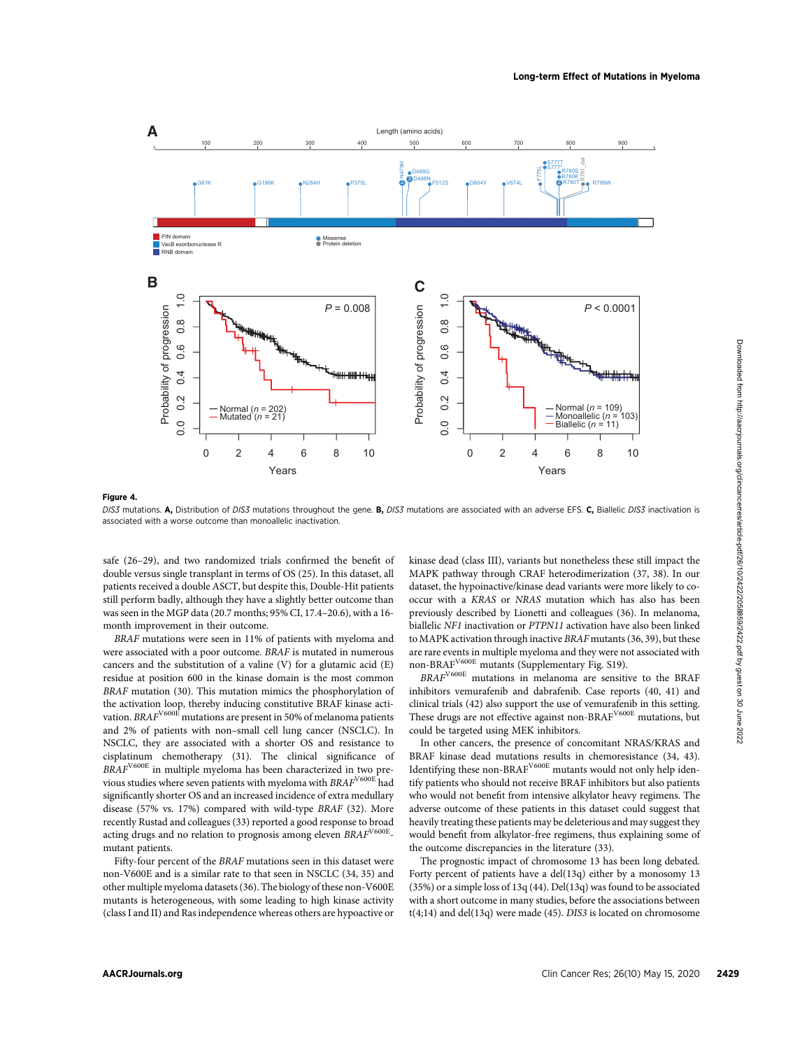**Figure 4.**

*DIS3* mutations. **A,** Distribution of *DIS3* mutations throughout the gene. **B,** *DIS3* mutations are associated with an adverse EFS. **C,** Biallelic *DIS3* inactivation is associated with a worse outcome than monoallelic inactivation.

safe (26–29), and two randomized trials confirmed the benefit of double versus single transplant in terms of OS (25). In this dataset, all patients received a double ASCT, but despite this, Double-Hit patients still perform badly, although they have a slightly better outcome than was seen in the MGP data (20.7 months; 95% CI, 17.4–20.6), with a 16-month improvement in their outcome.

*BRAF* mutations were seen in 11% of patients with myeloma and were associated with a poor outcome. *BRAF* is mutated in numerous cancers and the substitution of a valine (V) for a glutamic acid (E) residue at position 600 in the kinase domain is the most common *BRAF* mutation (30). This mutation mimics the phosphorylation of the activation loop, thereby inducing constitutive BRAF kinase activation. *BRAF*$^{V600E}$ mutations are present in 50% of melanoma patients and 2% of patients with non–small cell lung cancer (NSCLC). In NSCLC, they are associated with a shorter OS and resistance to cisplatinum chemotherapy (31). The clinical significance of *BRAF*$^{V600E}$ in multiple myeloma has been characterized in two previous studies where seven patients with myeloma with *BRAF*$^{V600E}$ had significantly shorter OS and an increased incidence of extra medullary disease (57% vs. 17%) compared with wild-type *BRAF* (32). More recently Rustad and colleagues (33) reported a good response to broad acting drugs and no relation to prognosis among eleven *BRAF*$^{V600E}$-mutant patients.

Fifty-four percent of the *BRAF* mutations seen in this dataset were non-V600E and is a similar rate to that seen in NSCLC (34, 35) and other multiple myeloma datasets (36). The biology of these non-V600E mutants is heterogeneous, with some leading to high kinase activity (class I and II) and Ras independence whereas others are hypoactive or kinase dead (class III), variants but nonetheless these still impact the MAPK pathway through CRAF heterodimerization (37, 38). In our dataset, the hypoinactive/kinase dead variants were more likely to co-occur with a *KRAS* or *NRAS* mutation which has also has been previously described by Lionetti and colleagues (36). In melanoma, biallelic *NF1* inactivation or *PTPN11* activation have also been linked to MAPK activation through inactive *BRAF* mutants (36, 39), but these are rare events in multiple myeloma and they were not associated with non-BRAF$^{V600E}$ mutants (Supplementary Fig. S19).

*BRAF*$^{V600E}$ mutations in melanoma are sensitive to the BRAF inhibitors vemurafenib and dabrafenib. Case reports (40, 41) and clinical trials (42) also support the use of vemurafenib in this setting. These drugs are not effective against non-BRAF$^{V600E}$ mutations, but could be targeted using MEK inhibitors.

In other cancers, the presence of concomitant NRAS/KRAS and BRAF kinase dead mutations results in chemoresistance (34, 43). Identifying these non-BRAF$^{V600E}$ mutants would not only help identify patients who should not receive BRAF inhibitors but also patients who would not benefit from intensive alkylator heavy regimens. The adverse outcome of these patients in this dataset could suggest that heavily treating these patients may be deleterious and may suggest they would benefit from alkylator-free regimens, thus explaining some of the outcome discrepancies in the literature (33).

The prognostic impact of chromosome 13 has been long debated. Forty percent of patients have a del(13q) either by a monosomy 13 (35%) or a simple loss of 13q (44). Del(13q) was found to be associated with a short outcome in many studies, before the associations between t(4;14) and del(13q) were made (45). *DIS3* is located on chromosome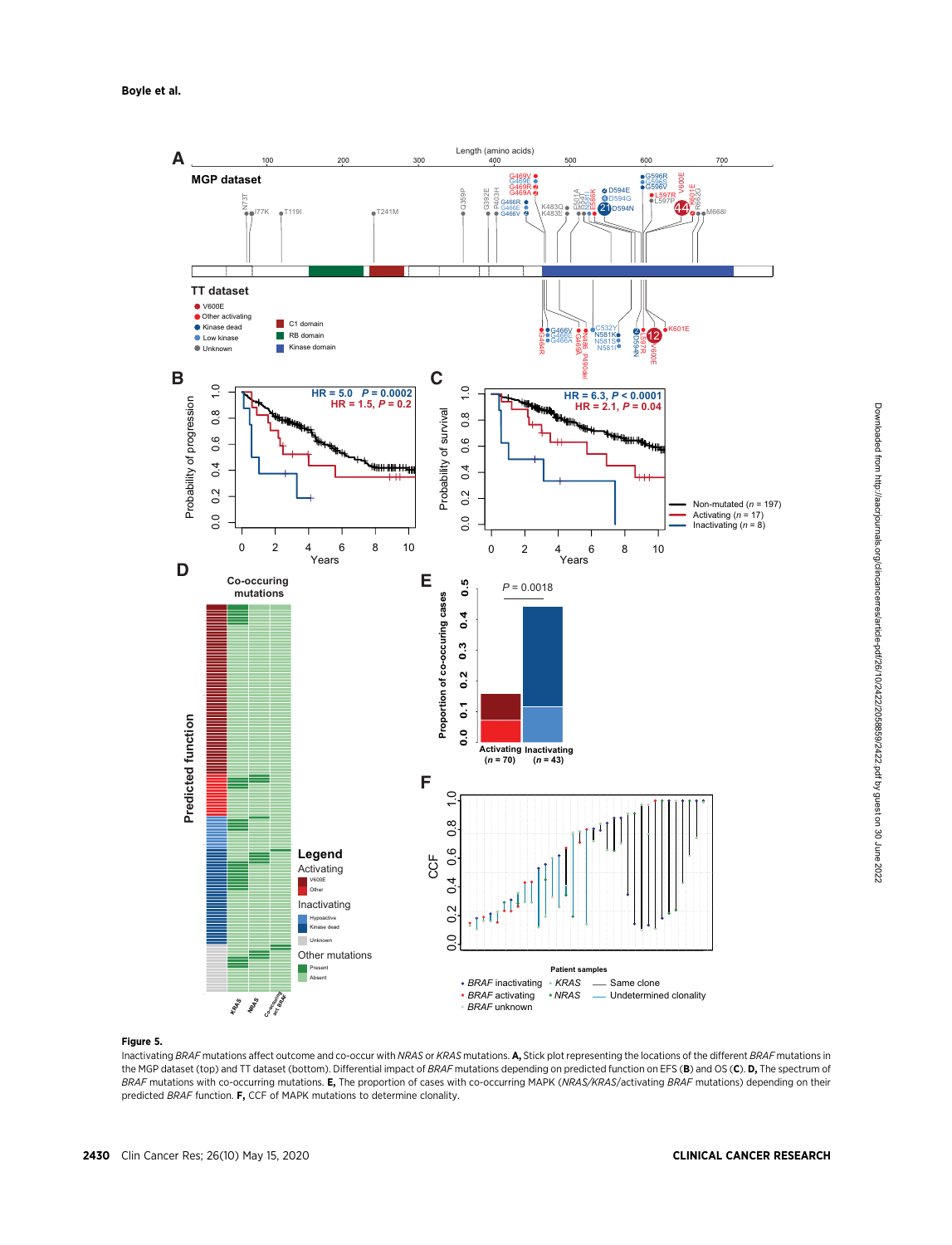**Figure 5.**

Inactivating *BRAF* mutations affect outcome and co-occur with *NRAS* or *KRAS* mutations. **A,** Stick plot representing the locations of the different *BRAF* mutations in the MGP dataset (top) and TT dataset (bottom). Differential impact of *BRAF* mutations depending on predicted function on EFS (**B**) and OS (**C**). **D,** The spectrum of *BRAF* mutations with co-occurring mutations. **E,** The proportion of cases with co-occurring MAPK (*NRAS/KRAS*/activating *BRAF* mutations) depending on their predicted *BRAF* function. **F,** CCF of MAPK mutations to determine clonality.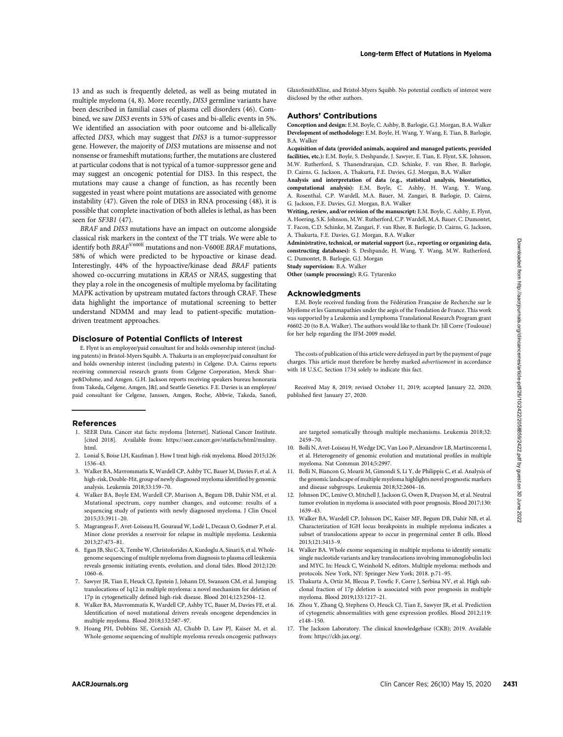13 and as such is frequently deleted, as well as being mutated in multiple myeloma (4, 8). More recently, *DIS3* germline variants have been described in familial cases of plasma cell disorders (46). Combined, we saw *DIS3* events in 53% of cases and bi-allelic events in 5%. We identified an association with poor outcome and bi-allelically affected *DIS3*, which may suggest that *DIS3* is a tumor-suppressor gene. However, the majority of *DIS3* mutations are missense and not nonsense or frameshift mutations; further, the mutations are clustered at particular codons that is not typical of a tumor-suppressor gene and may suggest an oncogenic potential for DIS3. In this respect, the mutations may cause a change of function, as has recently been suggested in yeast where point mutations are associated with genome instability (47). Given the role of DIS3 in RNA processing (48), it is possible that complete inactivation of both alleles is lethal, as has been seen for *SF3B1* (47).

*BRAF* and *DIS3* mutations have an impact on outcome alongside classical risk markers in the context of the TT trials. We were able to identify both $BRAF^{V600E}$ mutations and non-V600E *BRAF* mutations, 58% of which were predicted to be hypoactive or kinase dead. Interestingly, 44% of the hypoactive/kinase dead *BRAF* patients showed co-occurring mutations in *KRAS* or *NRAS*, suggesting that they play a role in the oncogenesis of multiple myeloma by facilitating MAPK activation by upstream mutated factors through CRAF. These data highlight the importance of mutational screening to better understand NDMM and may lead to patient-specific mutation-driven treatment approaches.

## Disclosure of Potential Conflicts of Interest

E. Flynt is an employee/paid consultant for and holds ownership interest (including patents) in Bristol-Myers Squibb. A. Thakurta is an employee/paid consultant for and holds ownership interest (including patents) in Celgene. D.A. Cairns reports receiving commercial research grants from Celgene Corporation, Merck Sharpe&Dohme, and Amgen. G.H. Jackson reports receiving speakers bureau honoraria from Takeda, Celgene, Amgen, J&J, and Seattle Genetics. F.E. Davies is an employee/paid consultant for Celgene, Janssen, Amgen, Roche, Abbvie, Takeda, Sanofi, GlaxoSmithKline, and Bristol-Myers Squibb. No potential conflicts of interest were disclosed by the other authors.

## Authors' Contributions

**Conception and design:** E.M. Boyle, C. Ashby, B. Barlogie, G.J. Morgan, B.A. Walker
**Development of methodology:** E.M. Boyle, H. Wang, Y. Wang, E. Tian, B. Barlogie, B.A. Walker
**Acquisition of data (provided animals, acquired and managed patients, provided facilities, etc.):** E.M. Boyle, S. Deshpande, J. Sawyer, E. Tian, E. Flynt, S.K. Johnson, M.W. Rutherford, S. Thanendrarajan, C.D. Schinke, F. van Rhee, B. Barlogie, D. Cairns, G. Jackson, A. Thakurta, F.E. Davies, G.J. Morgan, B.A. Walker
**Analysis and interpretation of data (e.g., statistical analysis, biostatistics, computational analysis):** E.M. Boyle, C. Ashby, H. Wang, Y. Wang, A. Rosenthal, C.P. Wardell, M.A. Bauer, M. Zangari, B. Barlogie, D. Cairns, G. Jackson, F.E. Davies, G.J. Morgan, B.A. Walker
**Writing, review, and/or revision of the manuscript:** E.M. Boyle, C. Ashby, E. Flynt, A. Hoering, S.K. Johnson, M.W. Rutherford, C.P. Wardell, M.A. Bauer, C. Dumontet, T. Facon, C.D. Schinke, M. Zangari, F. van Rhee, B. Barlogie, D. Cairns, G. Jackson, A. Thakurta, F.E. Davies, G.J. Morgan, B.A. Walker
**Administrative, technical, or material support (i.e., reporting or organizing data, constructing databases):** S. Deshpande, H. Wang, Y. Wang, M.W. Rutherford, C. Dumontet, B. Barlogie, G.J. Morgan
**Study supervision:** B.A. Walker
**Other (sample processing):** R.G. Tytarenko

## Acknowledgments

E.M. Boyle received funding from the Fédération Française de Recherche sur le Myélome et les Gammapathies under the aegis of the Fondation de France. This work was supported by a Leukemia and Lymphoma Translational Research Program grant #6602-20 (to B.A. Walker). The authors would like to thank Dr. Jill Corre (Toulouse) for her help regarding the IFM-2009 model.

The costs of publication of this article were defrayed in part by the payment of page charges. This article must therefore be hereby marked *advertisement* in accordance with 18 U.S.C. Section 1734 solely to indicate this fact.

Received May 8, 2019; revised October 11, 2019; accepted January 22, 2020; published first January 27, 2020.

## References

1. SEER Data. Cancer stat facts: myeloma [Internet]. National Cancer Institute. [cited 2018]. Available from: https://seer.cancer.gov/statfacts/html/mulmy.html.
2. Lonial S, Boise LH, Kaufman J. How I treat high-risk myeloma. Blood 2015;126:1536–43.
3. Walker BA, Mavrommatis K, Wardell CP, Ashby TC, Bauer M, Davies F, et al. A high-risk, Double-Hit, group of newly diagnosed myeloma identified by genomic analysis. Leukemia 2018;33:159–70.
4. Walker BA, Boyle EM, Wardell CP, Murison A, Begum DB, Dahir NM, et al. Mutational spectrum, copy number changes, and outcome: results of a sequencing study of patients with newly diagnosed myeloma. J Clin Oncol 2015;33:3911–20.
5. Magrangeas F, Avet-Loiseau H, Gouraud W, Lodé L, Decaux O, Godmer P, et al. Minor clone provides a reservoir for relapse in multiple myeloma. Leukemia 2013;27:473–81.
6. Egan JB, Shi C-X, Tembe W, Christoforides A, Kurdoglu A, Sinari S, et al. Whole-genome sequencing of multiple myeloma from diagnosis to plasma cell leukemia reveals genomic initiating events, evolution, and clonal tides. Blood 2012;120:1060–6.
7. Sawyer JR, Tian E, Heuck CJ, Epstein J, Johann DJ, Swanson CM, et al. Jumping translocations of 1q12 in multiple myeloma: a novel mechanism for deletion of 17p in cytogenetically defined high-risk disease. Blood 2014;123:2504–12.
8. Walker BA, Mavrommatis K, Wardell CP, Ashby TC, Bauer M, Davies FE, et al. Identification of novel mutational drivers reveals oncogene dependencies in multiple myeloma. Blood 2018;132:587–97.
9. Hoang PH, Dobbins SE, Cornish AJ, Chubb D, Law PJ, Kaiser M, et al. Whole-genome sequencing of multiple myeloma reveals oncogenic pathways are targeted somatically through multiple mechanisms. Leukemia 2018;32:2459–70.
10. Bolli N, Avet-Loiseau H, Wedge DC, Van Loo P, Alexandrov LB, Martincorena I, et al. Heterogeneity of genomic evolution and mutational profiles in multiple myeloma. Nat Commun 2014;5:2997.
11. Bolli N, Biancon G, Moarii M, Gimondi S, Li Y, de Philippis C, et al. Analysis of the genomic landscape of multiple myeloma highlights novel prognostic markers and disease subgroups. Leukemia 2018;32:2604–16.
12. Johnson DC, Lenive O, Mitchell J, Jackson G, Owen R, Drayson M, et al. Neutral tumor evolution in myeloma is associated with poor prognosis. Blood 2017;130:1639–43.
13. Walker BA, Wardell CP, Johnson DC, Kaiser MF, Begum DB, Dahir NB, et al. Characterization of IGH locus breakpoints in multiple myeloma indicates a subset of translocations appear to occur in pregerminal center B cells. Blood 2013;121:3413–9.
14. Walker BA. Whole exome sequencing in multiple myeloma to identify somatic single nucleotide variants and key translocations involving immunoglobulin loci and MYC. In: Heuck C, Weinhold N, editors. Multiple myeloma: methods and protocols. New York, NY: Springer New York; 2018. p.71–95.
15. Thakurta A, Ortiz M, Blecua P, Towfic F, Corre J, Serbina NV, et al. High subclonal fraction of 17p deletion is associated with poor prognosis in multiple myeloma. Blood 2019;133:1217–21.
16. Zhou Y, Zhang Q, Stephens O, Heuck CJ, Tian E, Sawyer JR, et al. Prediction of cytogenetic abnormalities with gene expression profiles. Blood 2012;119:e148–150.
17. The Jackson Laboratory. The clinical knowledgebase (CKB); 2019. Available from: https://ckb.jax.org/.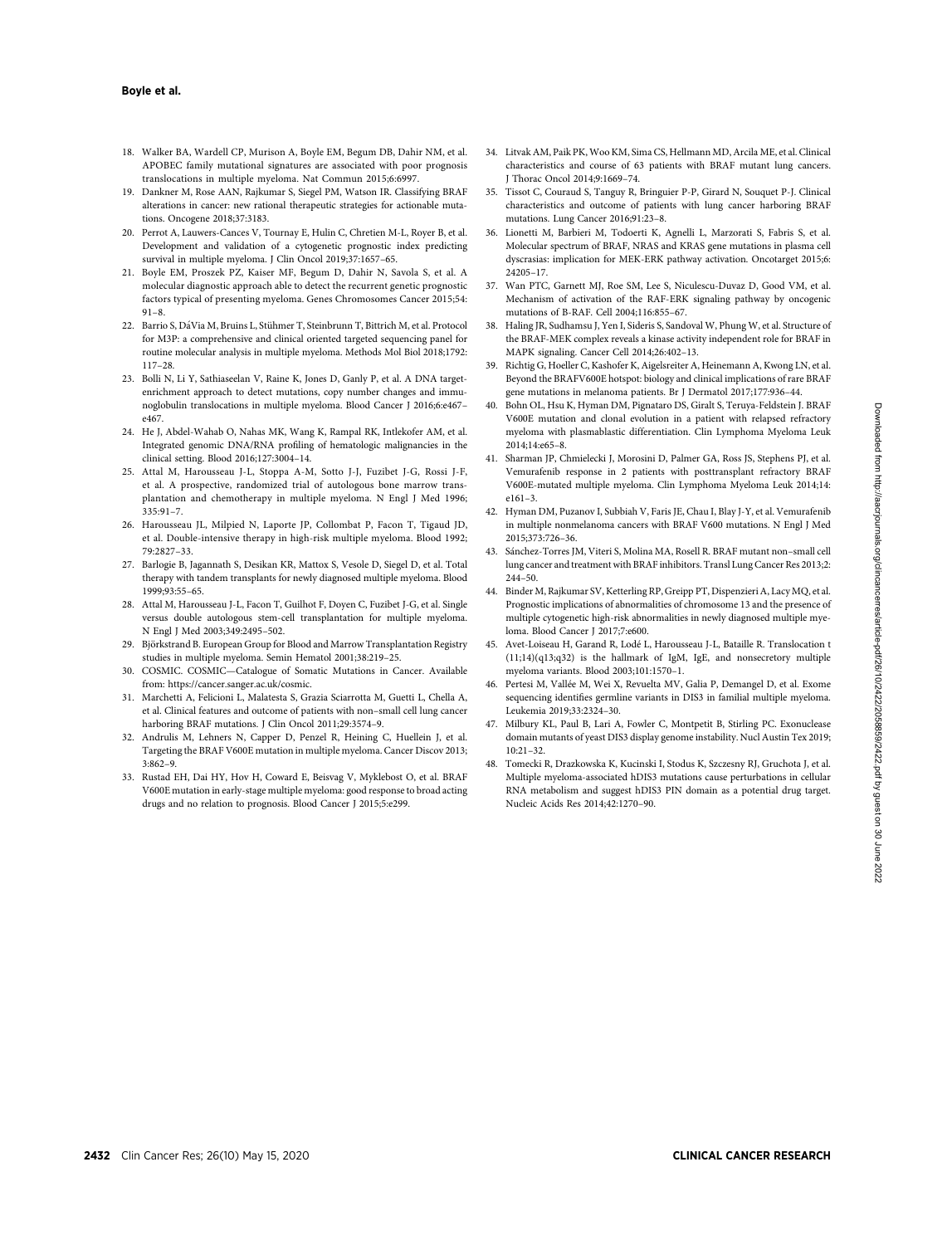18. Walker BA, Wardell CP, Murison A, Boyle EM, Begum DB, Dahir NM, et al. APOBEC family mutational signatures are associated with poor prognosis translocations in multiple myeloma. Nat Commun 2015;6:6997.
19. Dankner M, Rose AAN, Rajkumar S, Siegel PM, Watson IR. Classifying BRAF alterations in cancer: new rational therapeutic strategies for actionable mutations. Oncogene 2018;37:3183.
20. Perrot A, Lauwers-Cances V, Tournay E, Hulin C, Chretien M-L, Royer B, et al. Development and validation of a cytogenetic prognostic index predicting survival in multiple myeloma. J Clin Oncol 2019;37:1657–65.
21. Boyle EM, Proszek PZ, Kaiser MF, Begum D, Dahir N, Savola S, et al. A molecular diagnostic approach able to detect the recurrent genetic prognostic factors typical of presenting myeloma. Genes Chromosomes Cancer 2015;54: 91–8.
22. Barrio S, DáVia M, Bruins L, Stühmer T, Steinbrunn T, Bittrich M, et al. Protocol for M3P: a comprehensive and clinical oriented targeted sequencing panel for routine molecular analysis in multiple myeloma. Methods Mol Biol 2018;1792: 117–28.
23. Bolli N, Li Y, Sathiaseelan V, Raine K, Jones D, Ganly P, et al. A DNA target-enrichment approach to detect mutations, copy number changes and immunoglobulin translocations in multiple myeloma. Blood Cancer J 2016;6:e467–e467.
24. He J, Abdel-Wahab O, Nahas MK, Wang K, Rampal RK, Intlekofer AM, et al. Integrated genomic DNA/RNA profiling of hematologic malignancies in the clinical setting. Blood 2016;127:3004–14.
25. Attal M, Harousseau J-L, Stoppa A-M, Sotto J-J, Fuzibet J-G, Rossi J-F, et al. A prospective, randomized trial of autologous bone marrow transplantation and chemotherapy in multiple myeloma. N Engl J Med 1996; 335:91–7.
26. Harousseau JL, Milpied N, Laporte JP, Collombat P, Facon T, Tigaud JD, et al. Double-intensive therapy in high-risk multiple myeloma. Blood 1992; 79:2827–33.
27. Barlogie B, Jagannath S, Desikan KR, Mattox S, Vesole D, Siegel D, et al. Total therapy with tandem transplants for newly diagnosed multiple myeloma. Blood 1999;93:55–65.
28. Attal M, Harousseau J-L, Facon T, Guilhot F, Doyen C, Fuzibet J-G, et al. Single versus double autologous stem-cell transplantation for multiple myeloma. N Engl J Med 2003;349:2495–502.
29. Björkstrand B. European Group for Blood and Marrow Transplantation Registry studies in multiple myeloma. Semin Hematol 2001;38:219–25.
30. COSMIC. COSMIC—Catalogue of Somatic Mutations in Cancer. Available from: https://cancer.sanger.ac.uk/cosmic.
31. Marchetti A, Felicioni L, Malatesta S, Grazia Sciarrotta M, Guetti L, Chella A, et al. Clinical features and outcome of patients with non–small cell lung cancer harboring BRAF mutations. J Clin Oncol 2011;29:3574–9.
32. Andrulis M, Lehners N, Capper D, Penzel R, Heining C, Huellein J, et al. Targeting the BRAF V600E mutation in multiple myeloma. Cancer Discov 2013; 3:862–9.
33. Rustad EH, Dai HY, Hov H, Coward E, Beisvag V, Myklebost O, et al. BRAF V600E mutation in early-stage multiple myeloma: good response to broad acting drugs and no relation to prognosis. Blood Cancer J 2015;5:e299.
34. Litvak AM, Paik PK, Woo KM, Sima CS, Hellmann MD, Arcila ME, et al. Clinical characteristics and course of 63 patients with BRAF mutant lung cancers. J Thorac Oncol 2014;9:1669–74.
35. Tissot C, Couraud S, Tanguy R, Bringuier P-P, Girard N, Souquet P-J. Clinical characteristics and outcome of patients with lung cancer harboring BRAF mutations. Lung Cancer 2016;91:23–8.
36. Lionetti M, Barbieri M, Todoerti K, Agnelli L, Marzorati S, Fabris S, et al. Molecular spectrum of BRAF, NRAS and KRAS gene mutations in plasma cell dyscrasias: implication for MEK-ERK pathway activation. Oncotarget 2015;6: 24205–17.
37. Wan PTC, Garnett MJ, Roe SM, Lee S, Niculescu-Duvaz D, Good VM, et al. Mechanism of activation of the RAF-ERK signaling pathway by oncogenic mutations of B-RAF. Cell 2004;116:855–67.
38. Haling JR, Sudhamsu J, Yen I, Sideris S, Sandoval W, Phung W, et al. Structure of the BRAF-MEK complex reveals a kinase activity independent role for BRAF in MAPK signaling. Cancer Cell 2014;26:402–13.
39. Richtig G, Hoeller C, Kashofer K, Aigelsreiter A, Heinemann A, Kwong LN, et al. Beyond the BRAFV600E hotspot: biology and clinical implications of rare BRAF gene mutations in melanoma patients. Br J Dermatol 2017;177:936–44.
40. Bohn OL, Hsu K, Hyman DM, Pignataro DS, Giralt S, Teruya-Feldstein J. BRAF V600E mutation and clonal evolution in a patient with relapsed refractory myeloma with plasmablastic differentiation. Clin Lymphoma Myeloma Leuk 2014;14:e65–8.
41. Sharman JP, Chmielecki J, Morosini D, Palmer GA, Ross JS, Stephens PJ, et al. Vemurafenib response in 2 patients with posttransplant refractory BRAF V600E-mutated multiple myeloma. Clin Lymphoma Myeloma Leuk 2014;14: e161–3.
42. Hyman DM, Puzanov I, Subbiah V, Faris JE, Chau I, Blay J-Y, et al. Vemurafenib in multiple nonmelanoma cancers with BRAF V600 mutations. N Engl J Med 2015;373:726–36.
43. Sánchez-Torres JM, Viteri S, Molina MA, Rosell R. BRAF mutant non–small cell lung cancer and treatment with BRAF inhibitors. Transl Lung Cancer Res 2013;2: 244–50.
44. Binder M, Rajkumar SV, Ketterling RP, Greipp PT, Dispenzieri A, Lacy MQ, et al. Prognostic implications of abnormalities of chromosome 13 and the presence of multiple cytogenetic high-risk abnormalities in newly diagnosed multiple myeloma. Blood Cancer J 2017;7:e600.
45. Avet-Loiseau H, Garand R, Lodé L, Harousseau J-L, Bataille R. Translocation t (11;14)(q13;q32) is the hallmark of IgM, IgE, and nonsecretory multiple myeloma variants. Blood 2003;101:1570–1.
46. Pertesi M, Vallée M, Wei X, Revuelta MV, Galia P, Demangel D, et al. Exome sequencing identifies germline variants in DIS3 in familial multiple myeloma. Leukemia 2019;33:2324–30.
47. Milbury KL, Paul B, Lari A, Fowler C, Montpetit B, Stirling PC. Exonuclease domain mutants of yeast DIS3 display genome instability. Nucl Austin Tex 2019; 10:21–32.
48. Tomecki R, Drazkowska K, Kucinski I, Stodus K, Szczesny RJ, Gruchota J, et al. Multiple myeloma-associated hDIS3 mutations cause perturbations in cellular RNA metabolism and suggest hDIS3 PIN domain as a potential drug target. Nucleic Acids Res 2014;42:1270–90.